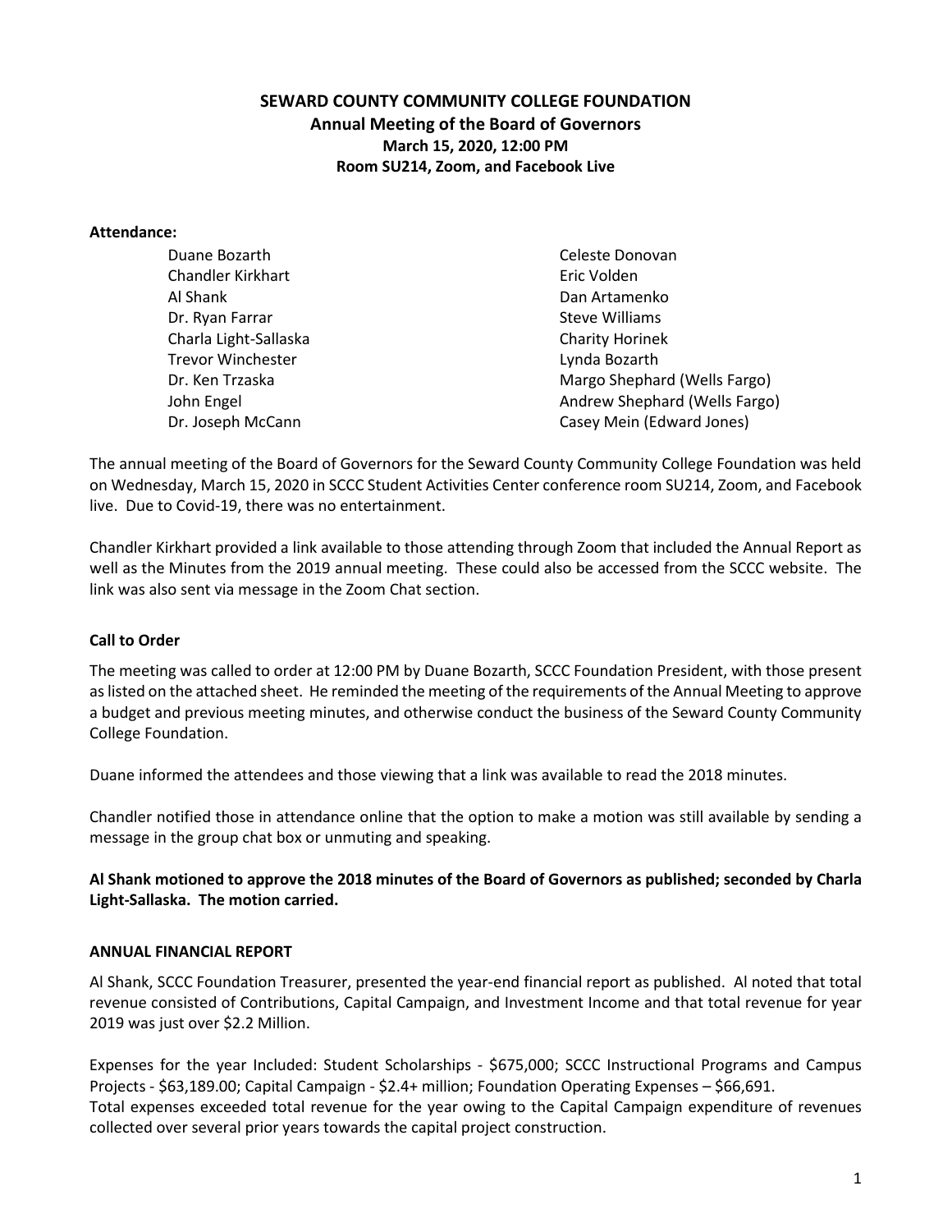# SEWARD COUNTY COMMUNITY COLLEGE FOUNDATION

## Annual Meeting of the Board of Governors

**March 15, 2020, 12:00 PM**

**Room SU214, Zoom, and Facebook Live**

**Attendance:**

| | |
|---|---|
| Duane Bozarth | Celeste Donovan |
| Chandler Kirkhart | Eric Volden |
| Al Shank | Dan Artamenko |
| Dr. Ryan Farrar | Steve Williams |
| Charla Light-Sallaska | Charity Horinek |
| Trevor Winchester | Lynda Bozarth |
| Dr. Ken Trzaska | Margo Shephard (Wells Fargo) |
| John Engel | Andrew Shephard (Wells Fargo) |
| Dr. Joseph McCann | Casey Mein (Edward Jones) |

The annual meeting of the Board of Governors for the Seward County Community College Foundation was held on Wednesday, March 15, 2020 in SCCC Student Activities Center conference room SU214, Zoom, and Facebook live. Due to Covid-19, there was no entertainment.

Chandler Kirkhart provided a link available to those attending through Zoom that included the Annual Report as well as the Minutes from the 2019 annual meeting. These could also be accessed from the SCCC website. The link was also sent via message in the Zoom Chat section.

### Call to Order

The meeting was called to order at 12:00 PM by Duane Bozarth, SCCC Foundation President, with those present as listed on the attached sheet. He reminded the meeting of the requirements of the Annual Meeting to approve a budget and previous meeting minutes, and otherwise conduct the business of the Seward County Community College Foundation.

Duane informed the attendees and those viewing that a link was available to read the 2018 minutes.

Chandler notified those in attendance online that the option to make a motion was still available by sending a message in the group chat box or unmuting and speaking.

**Al Shank motioned to approve the 2018 minutes of the Board of Governors as published; seconded by Charla Light-Sallaska. The motion carried.**

### ANNUAL FINANCIAL REPORT

Al Shank, SCCC Foundation Treasurer, presented the year-end financial report as published. Al noted that total revenue consisted of Contributions, Capital Campaign, and Investment Income and that total revenue for year 2019 was just over $2.2 Million.

Expenses for the year Included: Student Scholarships - $675,000; SCCC Instructional Programs and Campus Projects - $63,189.00; Capital Campaign - $2.4+ million; Foundation Operating Expenses – $66,691.
Total expenses exceeded total revenue for the year owing to the Capital Campaign expenditure of revenues collected over several prior years towards the capital project construction.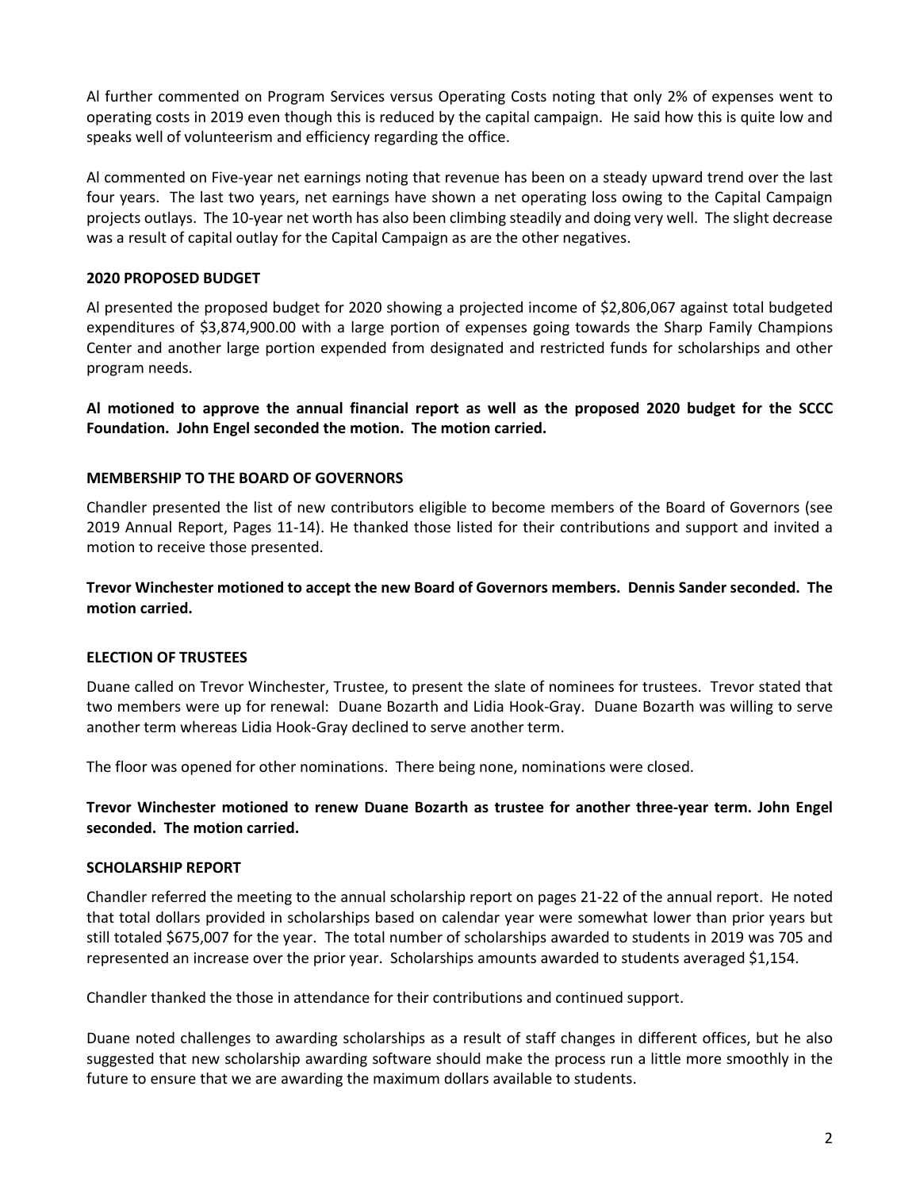Al further commented on Program Services versus Operating Costs noting that only 2% of expenses went to operating costs in 2019 even though this is reduced by the capital campaign. He said how this is quite low and speaks well of volunteerism and efficiency regarding the office.

Al commented on Five-year net earnings noting that revenue has been on a steady upward trend over the last four years. The last two years, net earnings have shown a net operating loss owing to the Capital Campaign projects outlays. The 10-year net worth has also been climbing steadily and doing very well. The slight decrease was a result of capital outlay for the Capital Campaign as are the other negatives.

**2020 PROPOSED BUDGET**

Al presented the proposed budget for 2020 showing a projected income of $2,806,067 against total budgeted expenditures of $3,874,900.00 with a large portion of expenses going towards the Sharp Family Champions Center and another large portion expended from designated and restricted funds for scholarships and other program needs.

**Al motioned to approve the annual financial report as well as the proposed 2020 budget for the SCCC Foundation. John Engel seconded the motion. The motion carried.**

**MEMBERSHIP TO THE BOARD OF GOVERNORS**

Chandler presented the list of new contributors eligible to become members of the Board of Governors (see 2019 Annual Report, Pages 11-14). He thanked those listed for their contributions and support and invited a motion to receive those presented.

**Trevor Winchester motioned to accept the new Board of Governors members. Dennis Sander seconded. The motion carried.**

**ELECTION OF TRUSTEES**

Duane called on Trevor Winchester, Trustee, to present the slate of nominees for trustees. Trevor stated that two members were up for renewal: Duane Bozarth and Lidia Hook-Gray. Duane Bozarth was willing to serve another term whereas Lidia Hook-Gray declined to serve another term.

The floor was opened for other nominations. There being none, nominations were closed.

**Trevor Winchester motioned to renew Duane Bozarth as trustee for another three-year term. John Engel seconded. The motion carried.**

**SCHOLARSHIP REPORT**

Chandler referred the meeting to the annual scholarship report on pages 21-22 of the annual report. He noted that total dollars provided in scholarships based on calendar year were somewhat lower than prior years but still totaled $675,007 for the year. The total number of scholarships awarded to students in 2019 was 705 and represented an increase over the prior year. Scholarships amounts awarded to students averaged $1,154.

Chandler thanked the those in attendance for their contributions and continued support.

Duane noted challenges to awarding scholarships as a result of staff changes in different offices, but he also suggested that new scholarship awarding software should make the process run a little more smoothly in the future to ensure that we are awarding the maximum dollars available to students.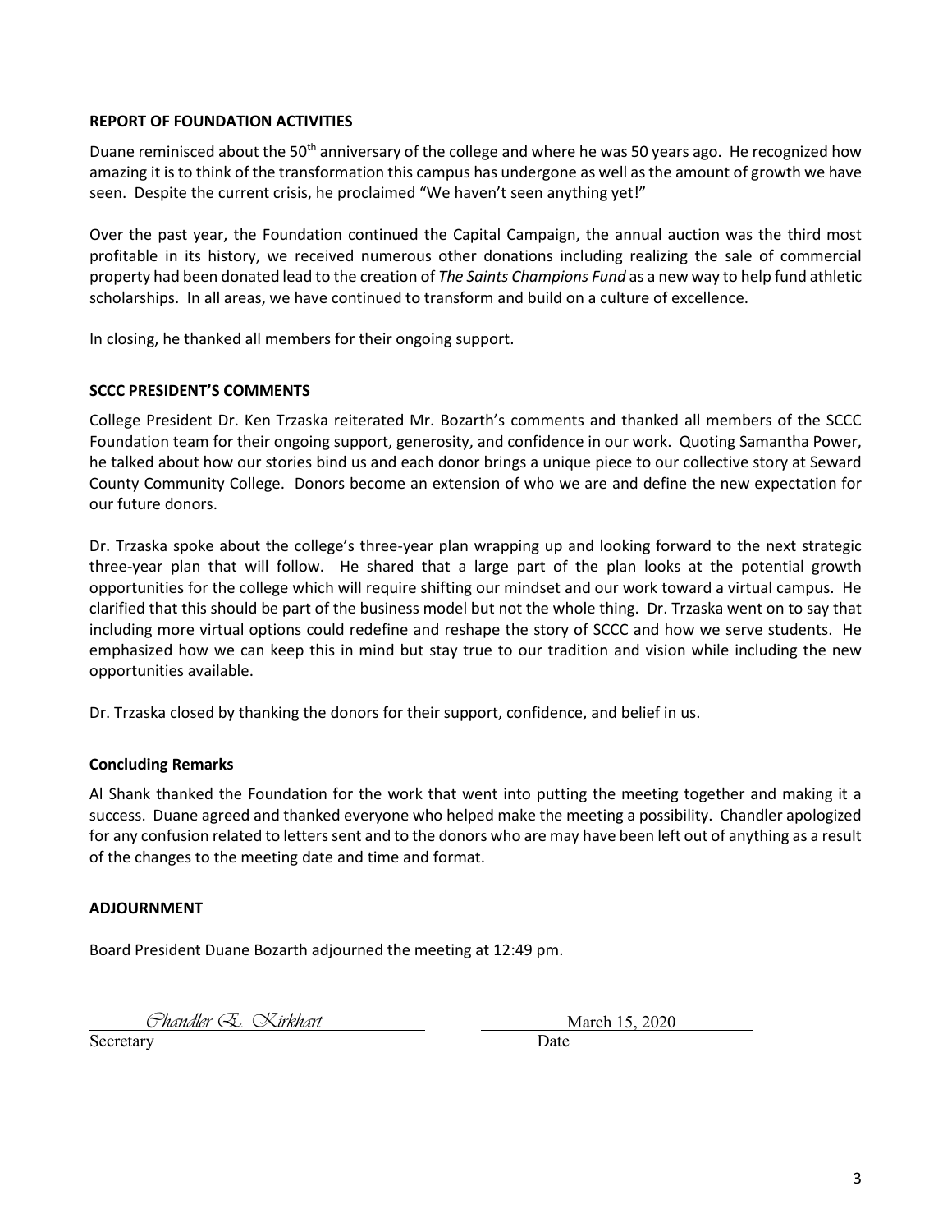## REPORT OF FOUNDATION ACTIVITIES

Duane reminisced about the 50th anniversary of the college and where he was 50 years ago. He recognized how amazing it is to think of the transformation this campus has undergone as well as the amount of growth we have seen. Despite the current crisis, he proclaimed "We haven't seen anything yet!"

Over the past year, the Foundation continued the Capital Campaign, the annual auction was the third most profitable in its history, we received numerous other donations including realizing the sale of commercial property had been donated lead to the creation of *The Saints Champions Fund* as a new way to help fund athletic scholarships. In all areas, we have continued to transform and build on a culture of excellence.

In closing, he thanked all members for their ongoing support.

## SCCC PRESIDENT'S COMMENTS

College President Dr. Ken Trzaska reiterated Mr. Bozarth's comments and thanked all members of the SCCC Foundation team for their ongoing support, generosity, and confidence in our work. Quoting Samantha Power, he talked about how our stories bind us and each donor brings a unique piece to our collective story at Seward County Community College. Donors become an extension of who we are and define the new expectation for our future donors.

Dr. Trzaska spoke about the college's three-year plan wrapping up and looking forward to the next strategic three-year plan that will follow. He shared that a large part of the plan looks at the potential growth opportunities for the college which will require shifting our mindset and our work toward a virtual campus. He clarified that this should be part of the business model but not the whole thing. Dr. Trzaska went on to say that including more virtual options could redefine and reshape the story of SCCC and how we serve students. He emphasized how we can keep this in mind but stay true to our tradition and vision while including the new opportunities available.

Dr. Trzaska closed by thanking the donors for their support, confidence, and belief in us.

### Concluding Remarks

Al Shank thanked the Foundation for the work that went into putting the meeting together and making it a success. Duane agreed and thanked everyone who helped make the meeting a possibility. Chandler apologized for any confusion related to letters sent and to the donors who are may have been left out of anything as a result of the changes to the meeting date and time and format.

## ADJOURNMENT

Board President Duane Bozarth adjourned the meeting at 12:49 pm.

*Chandler E. Kirkhart* — Secretary

March 15, 2020 — Date